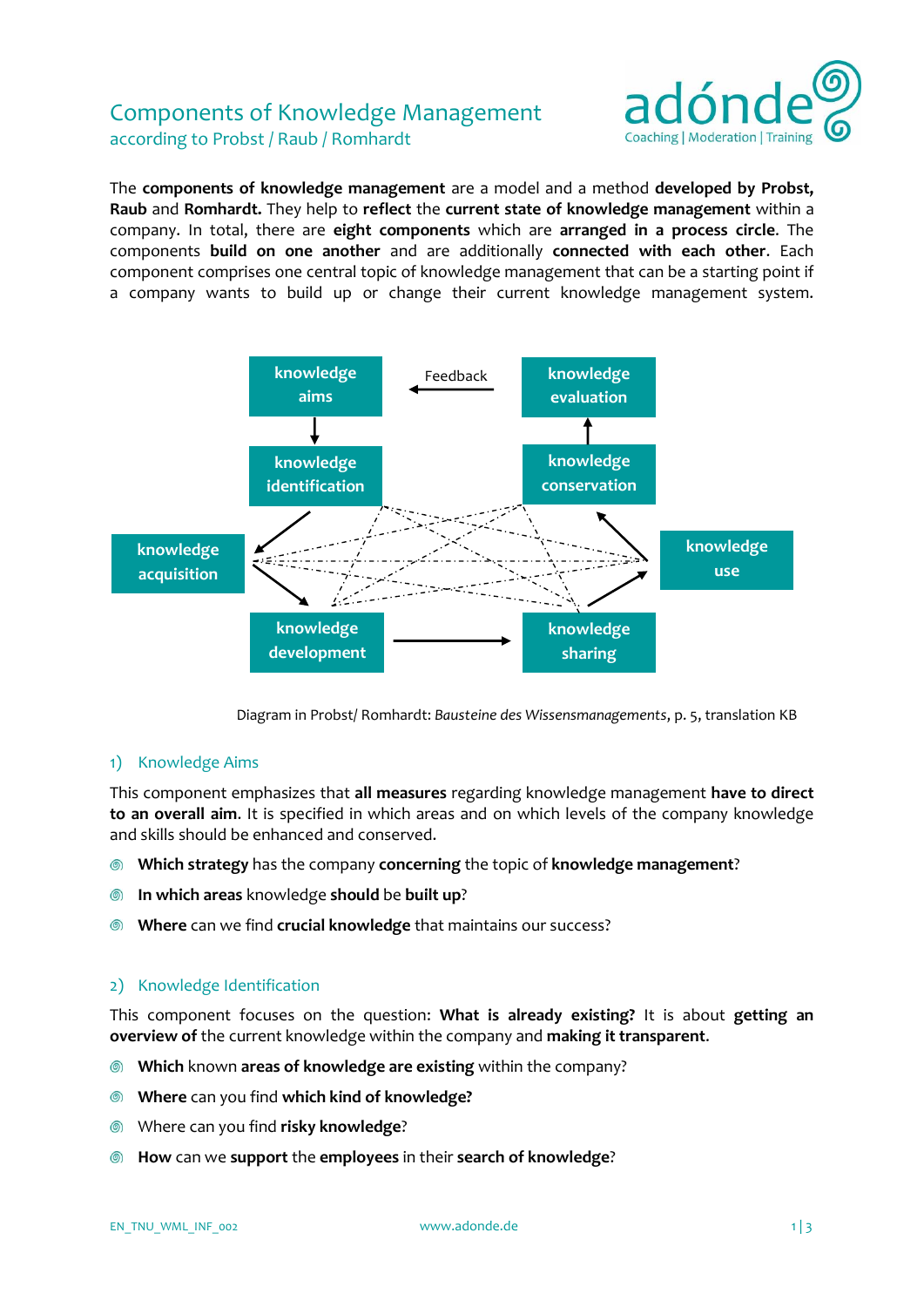# Components of Knowledge Management

according to Probst / Raub / Romhardt

The **components of knowledge management** are a model and a method **developed by Probst, Raub** and **Romhardt.** They help to **reflect** the **current state of knowledge management** within a company. In total, there are **eight components** which are **arranged in a process circle**. The components **build on one another** and are additionally **connected with each other**. Each component comprises one central topic of knowledge management that can be a starting point if a company wants to build up or change their current knowledge management system.

Diagram in Probst/ Romhardt: *Bausteine des Wissensmanagements*, p. 5, translation KB

## 1) Knowledge Aims

This component emphasizes that **all measures** regarding knowledge management **have to direct to an overall aim**. It is specified in which areas and on which levels of the company knowledge and skills should be enhanced and conserved.

- **Which strategy** has the company **concerning** the topic of **knowledge management**?
- **In which areas** knowledge **should** be **built up**?
- **Where** can we find **crucial knowledge** that maintains our success?

## 2) Knowledge Identification

This component focuses on the question: **What is already existing?** It is about **getting an overview of** the current knowledge within the company and **making it transparent**.

- **Which** known **areas of knowledge are existing** within the company?
- **Where** can you find **which kind of knowledge?**
- Where can you find **risky knowledge**?
- **How** can we **support** the **employees** in their **search of knowledge**?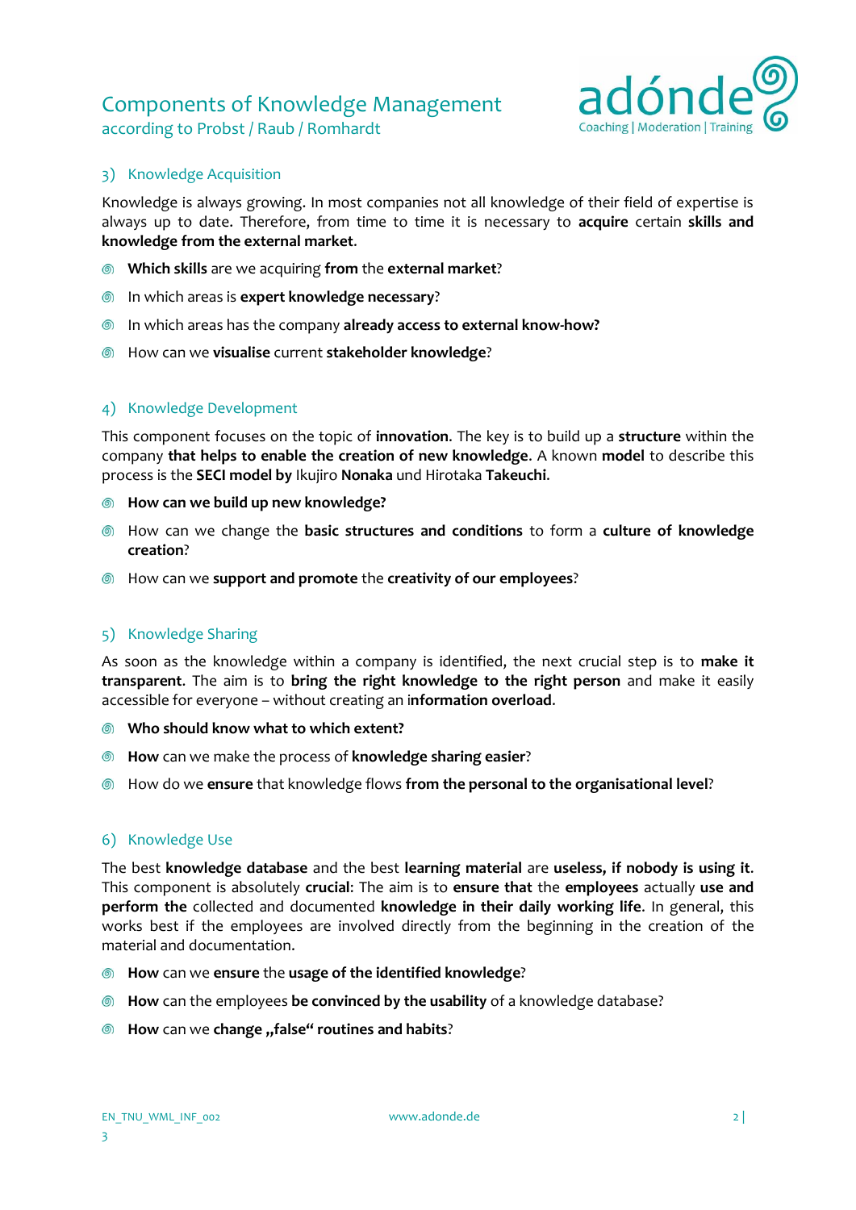# Components of Knowledge Management
according to Probst / Raub / Romhardt

## 3) Knowledge Acquisition

Knowledge is always growing. In most companies not all knowledge of their field of expertise is always up to date. Therefore, from time to time it is necessary to **acquire** certain **skills and knowledge from the external market**.

- **Which skills** are we acquiring **from** the **external market**?
- In which areas is **expert knowledge necessary**?
- In which areas has the company **already access to external know-how?**
- How can we **visualise** current **stakeholder knowledge**?

## 4) Knowledge Development

This component focuses on the topic of **innovation**. The key is to build up a **structure** within the company **that helps to enable the creation of new knowledge**. A known **model** to describe this process is the **SECI model by** Ikujiro **Nonaka** und Hirotaka **Takeuchi.**

- **How can we build up new knowledge?**
- How can we change the **basic structures and conditions** to form a **culture of knowledge creation**?
- How can we **support and promote** the **creativity of our employees**?

## 5) Knowledge Sharing

As soon as the knowledge within a company is identified, the next crucial step is to **make it transparent**. The aim is to **bring the right knowledge to the right person** and make it easily accessible for everyone – without creating an i**nformation overload.**

- **Who should know what to which extent?**
- **How** can we make the process of **knowledge sharing easier**?
- How do we **ensure** that knowledge flows **from the personal to the organisational level**?

## 6) Knowledge Use

The best **knowledge database** and the best **learning material** are **useless, if nobody is using it**. This component is absolutely **crucial**: The aim is to **ensure that** the **employees** actually **use and perform the** collected and documented **knowledge in their daily working life**. In general, this works best if the employees are involved directly from the beginning in the creation of the material and documentation.

- **How** can we **ensure** the **usage of the identified knowledge**?
- **How** can the employees **be convinced by the usability** of a knowledge database?
- **How** can we **change „false" routines and habits**?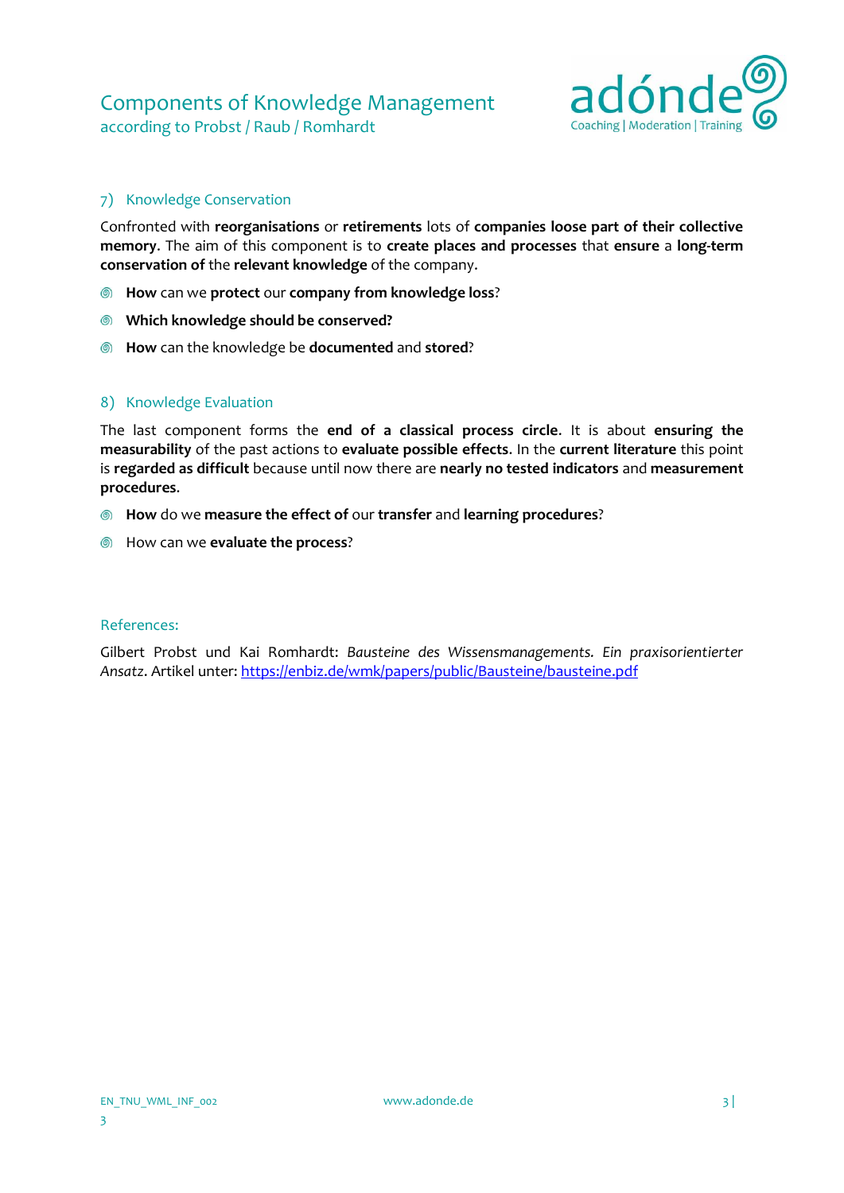## 7) Knowledge Conservation

Confronted with **reorganisations** or **retirements** lots of **companies loose part of their collective memory**. The aim of this component is to **create places and processes** that **ensure** a **long-term conservation of** the **relevant knowledge** of the company.

- **How** can we **protect** our **company from knowledge loss**?
- **Which knowledge should be conserved?**
- **How** can the knowledge be **documented** and **stored**?

## 8) Knowledge Evaluation

The last component forms the **end of a classical process circle**. It is about **ensuring the measurability** of the past actions to **evaluate possible effects**. In the **current literature** this point is **regarded as difficult** because until now there are **nearly no tested indicators** and **measurement procedures**.

- **How** do we **measure the effect of** our **transfer** and **learning procedures**?
- How can we **evaluate the process**?

## References:

Gilbert Probst und Kai Romhardt: *Bausteine des Wissensmanagements. Ein praxisorientierter Ansatz*. Artikel unter: https://enbiz.de/wmk/papers/public/Bausteine/bausteine.pdf